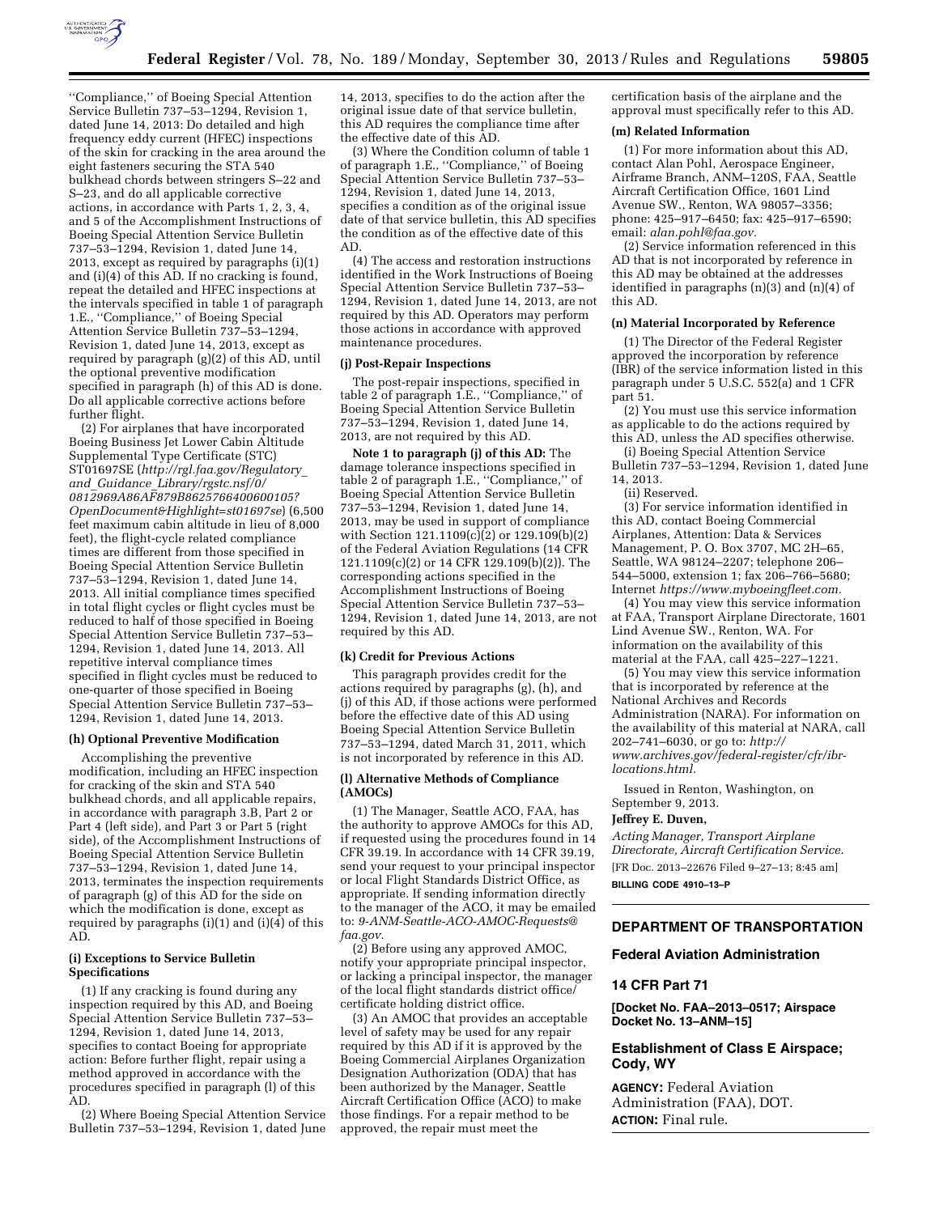''Compliance,'' of Boeing Special Attention Service Bulletin 737–53–1294, Revision 1, dated June 14, 2013: Do detailed and high frequency eddy current (HFEC) inspections of the skin for cracking in the area around the eight fasteners securing the STA 540 bulkhead chords between stringers S–22 and S–23, and do all applicable corrective actions, in accordance with Parts 1, 2, 3, 4, and 5 of the Accomplishment Instructions of Boeing Special Attention Service Bulletin 737–53–1294, Revision 1, dated June 14, 2013, except as required by paragraphs (i)(1) and (i)(4) of this AD. If no cracking is found, repeat the detailed and HFEC inspections at the intervals specified in table 1 of paragraph 1.E., ''Compliance,'' of Boeing Special Attention Service Bulletin 737–53–1294, Revision 1, dated June 14, 2013, except as required by paragraph (g)(2) of this AD, until the optional preventive modification specified in paragraph (h) of this AD is done. Do all applicable corrective actions before further flight.

(2) For airplanes that have incorporated Boeing Business Jet Lower Cabin Altitude Supplemental Type Certificate (STC) ST01697SE (*http://rgl.faa.gov/Regulatory_and_Guidance_Library/rgstc.nsf/0/0812969A86AF879B8625766400600105?OpenDocument&Highlight=st01697se*) (6,500 feet maximum cabin altitude in lieu of 8,000 feet), the flight-cycle related compliance times are different from those specified in Boeing Special Attention Service Bulletin 737–53–1294, Revision 1, dated June 14, 2013. All initial compliance times specified in total flight cycles or flight cycles must be reduced to half of those specified in Boeing Special Attention Service Bulletin 737–53–1294, Revision 1, dated June 14, 2013. All repetitive interval compliance times specified in flight cycles must be reduced to one-quarter of those specified in Boeing Special Attention Service Bulletin 737–53–1294, Revision 1, dated June 14, 2013.

**(h) Optional Preventive Modification**

Accomplishing the preventive modification, including an HFEC inspection for cracking of the skin and STA 540 bulkhead chords, and all applicable repairs, in accordance with paragraph 3.B, Part 2 or Part 4 (left side), and Part 3 or Part 5 (right side), of the Accomplishment Instructions of Boeing Special Attention Service Bulletin 737–53–1294, Revision 1, dated June 14, 2013, terminates the inspection requirements of paragraph (g) of this AD for the side on which the modification is done, except as required by paragraphs (i)(1) and (i)(4) of this AD.

**(i) Exceptions to Service Bulletin Specifications**

(1) If any cracking is found during any inspection required by this AD, and Boeing Special Attention Service Bulletin 737–53–1294, Revision 1, dated June 14, 2013, specifies to contact Boeing for appropriate action: Before further flight, repair using a method approved in accordance with the procedures specified in paragraph (l) of this AD.

(2) Where Boeing Special Attention Service Bulletin 737–53–1294, Revision 1, dated June 14, 2013, specifies to do the action after the original issue date of that service bulletin, this AD requires the compliance time after the effective date of this AD.

(3) Where the Condition column of table 1 of paragraph 1.E., ''Compliance,'' of Boeing Special Attention Service Bulletin 737–53–1294, Revision 1, dated June 14, 2013, specifies a condition as of the original issue date of that service bulletin, this AD specifies the condition as of the effective date of this AD.

(4) The access and restoration instructions identified in the Work Instructions of Boeing Special Attention Service Bulletin 737–53–1294, Revision 1, dated June 14, 2013, are not required by this AD. Operators may perform those actions in accordance with approved maintenance procedures.

**(j) Post-Repair Inspections**

The post-repair inspections, specified in table 2 of paragraph 1.E., ''Compliance,'' of Boeing Special Attention Service Bulletin 737–53–1294, Revision 1, dated June 14, 2013, are not required by this AD.

**Note 1 to paragraph (j) of this AD:** The damage tolerance inspections specified in table 2 of paragraph 1.E., ''Compliance,'' of Boeing Special Attention Service Bulletin 737–53–1294, Revision 1, dated June 14, 2013, may be used in support of compliance with Section 121.1109(c)(2) or 129.109(b)(2) of the Federal Aviation Regulations (14 CFR 121.1109(c)(2) or 14 CFR 129.109(b)(2)). The corresponding actions specified in the Accomplishment Instructions of Boeing Special Attention Service Bulletin 737–53–1294, Revision 1, dated June 14, 2013, are not required by this AD.

**(k) Credit for Previous Actions**

This paragraph provides credit for the actions required by paragraphs (g), (h), and (j) of this AD, if those actions were performed before the effective date of this AD using Boeing Special Attention Service Bulletin 737–53–1294, dated March 31, 2011, which is not incorporated by reference in this AD.

**(l) Alternative Methods of Compliance (AMOCs)**

(1) The Manager, Seattle ACO, FAA, has the authority to approve AMOCs for this AD, if requested using the procedures found in 14 CFR 39.19. In accordance with 14 CFR 39.19, send your request to your principal inspector or local Flight Standards District Office, as appropriate. If sending information directly to the manager of the ACO, it may be emailed to: *9-ANM-Seattle-ACO-AMOC-Requests@faa.gov.*

(2) Before using any approved AMOC, notify your appropriate principal inspector, or lacking a principal inspector, the manager of the local flight standards district office/certificate holding district office.

(3) An AMOC that provides an acceptable level of safety may be used for any repair required by this AD if it is approved by the Boeing Commercial Airplanes Organization Designation Authorization (ODA) that has been authorized by the Manager, Seattle Aircraft Certification Office (ACO) to make those findings. For a repair method to be approved, the repair must meet the certification basis of the airplane and the approval must specifically refer to this AD.

**(m) Related Information**

(1) For more information about this AD, contact Alan Pohl, Aerospace Engineer, Airframe Branch, ANM–120S, FAA, Seattle Aircraft Certification Office, 1601 Lind Avenue SW., Renton, WA 98057–3356; phone: 425–917–6450; fax: 425–917–6590; email: *alan.pohl@faa.gov.*

(2) Service information referenced in this AD that is not incorporated by reference in this AD may be obtained at the addresses identified in paragraphs (n)(3) and (n)(4) of this AD.

**(n) Material Incorporated by Reference**

(1) The Director of the Federal Register approved the incorporation by reference (IBR) of the service information listed in this paragraph under 5 U.S.C. 552(a) and 1 CFR part 51.

(2) You must use this service information as applicable to do the actions required by this AD, unless the AD specifies otherwise.

(i) Boeing Special Attention Service Bulletin 737–53–1294, Revision 1, dated June 14, 2013.

(ii) Reserved.

(3) For service information identified in this AD, contact Boeing Commercial Airplanes, Attention: Data & Services Management, P. O. Box 3707, MC 2H–65, Seattle, WA 98124–2207; telephone 206–544–5000, extension 1; fax 206–766–5680; Internet *https://www.myboeingfleet.com.*

(4) You may view this service information at FAA, Transport Airplane Directorate, 1601 Lind Avenue SW., Renton, WA. For information on the availability of this material at the FAA, call 425–227–1221.

(5) You may view this service information that is incorporated by reference at the National Archives and Records Administration (NARA). For information on the availability of this material at NARA, call 202–741–6030, or go to: *http://www.archives.gov/federal-register/cfr/ibr-locations.html.*

Issued in Renton, Washington, on September 9, 2013.

**Jeffrey E. Duven,**

*Acting Manager, Transport Airplane Directorate, Aircraft Certification Service.*

[FR Doc. 2013–22676 Filed 9–27–13; 8:45 am]

**BILLING CODE 4910–13–P**

## DEPARTMENT OF TRANSPORTATION

## Federal Aviation Administration

## 14 CFR Part 71

**[Docket No. FAA–2013–0517; Airspace Docket No. 13–ANM–15]**

## Establishment of Class E Airspace; Cody, WY

**AGENCY:** Federal Aviation Administration (FAA), DOT.

**ACTION:** Final rule.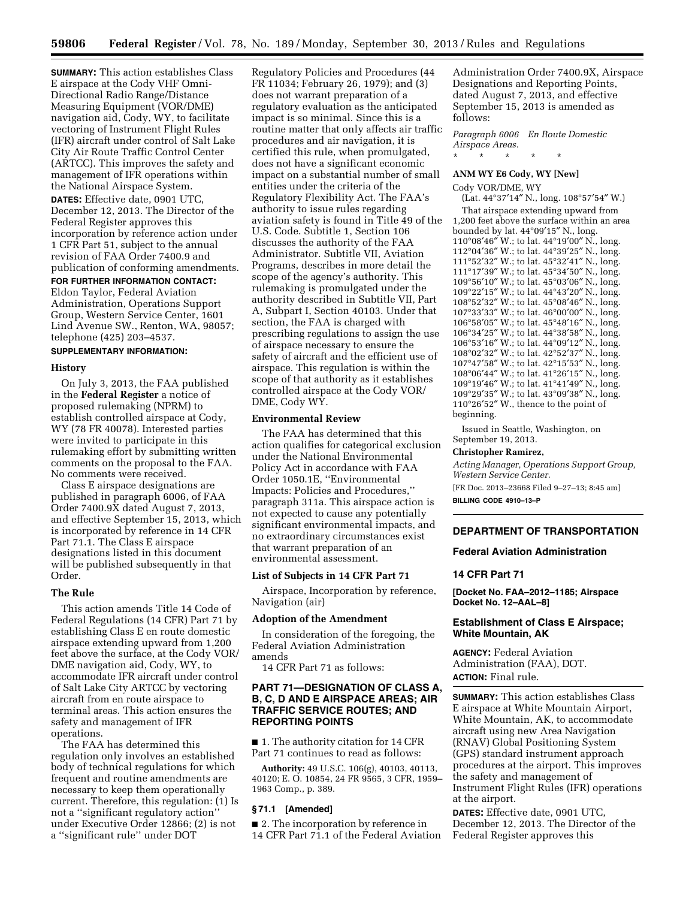**SUMMARY:** This action establishes Class E airspace at the Cody VHF Omni-Directional Radio Range/Distance Measuring Equipment (VOR/DME) navigation aid, Cody, WY, to facilitate vectoring of Instrument Flight Rules (IFR) aircraft under control of Salt Lake City Air Route Traffic Control Center (ARTCC). This improves the safety and management of IFR operations within the National Airspace System.

**DATES:** Effective date, 0901 UTC, December 12, 2013. The Director of the Federal Register approves this incorporation by reference action under 1 CFR Part 51, subject to the annual revision of FAA Order 7400.9 and publication of conforming amendments.

**FOR FURTHER INFORMATION CONTACT:** Eldon Taylor, Federal Aviation Administration, Operations Support Group, Western Service Center, 1601 Lind Avenue SW., Renton, WA, 98057; telephone (425) 203–4537.

**SUPPLEMENTARY INFORMATION:**

## History

On July 3, 2013, the FAA published in the **Federal Register** a notice of proposed rulemaking (NPRM) to establish controlled airspace at Cody, WY (78 FR 40078). Interested parties were invited to participate in this rulemaking effort by submitting written comments on the proposal to the FAA. No comments were received.

Class E airspace designations are published in paragraph 6006, of FAA Order 7400.9X dated August 7, 2013, and effective September 15, 2013, which is incorporated by reference in 14 CFR Part 71.1. The Class E airspace designations listed in this document will be published subsequently in that Order.

## The Rule

This action amends Title 14 Code of Federal Regulations (14 CFR) Part 71 by establishing Class E en route domestic airspace extending upward from 1,200 feet above the surface, at the Cody VOR/DME navigation aid, Cody, WY, to accommodate IFR aircraft under control of Salt Lake City ARTCC by vectoring aircraft from en route airspace to terminal areas. This action ensures the safety and management of IFR operations.

The FAA has determined this regulation only involves an established body of technical regulations for which frequent and routine amendments are necessary to keep them operationally current. Therefore, this regulation: (1) Is not a ''significant regulatory action'' under Executive Order 12866; (2) is not a ''significant rule'' under DOT Regulatory Policies and Procedures (44 FR 11034; February 26, 1979); and (3) does not warrant preparation of a regulatory evaluation as the anticipated impact is so minimal. Since this is a routine matter that only affects air traffic procedures and air navigation, it is certified this rule, when promulgated, does not have a significant economic impact on a substantial number of small entities under the criteria of the Regulatory Flexibility Act. The FAA's authority to issue rules regarding aviation safety is found in Title 49 of the U.S. Code. Subtitle 1, Section 106 discusses the authority of the FAA Administrator. Subtitle VII, Aviation Programs, describes in more detail the scope of the agency's authority. This rulemaking is promulgated under the authority described in Subtitle VII, Part A, Subpart I, Section 40103. Under that section, the FAA is charged with prescribing regulations to assign the use of airspace necessary to ensure the safety of aircraft and the efficient use of airspace. This regulation is within the scope of that authority as it establishes controlled airspace at the Cody VOR/DME, Cody WY.

## Environmental Review

The FAA has determined that this action qualifies for categorical exclusion under the National Environmental Policy Act in accordance with FAA Order 1050.1E, ''Environmental Impacts: Policies and Procedures,'' paragraph 311a. This airspace action is not expected to cause any potentially significant environmental impacts, and no extraordinary circumstances exist that warrant preparation of an environmental assessment.

## List of Subjects in 14 CFR Part 71

Airspace, Incorporation by reference, Navigation (air)

## Adoption of the Amendment

In consideration of the foregoing, the Federal Aviation Administration amends 14 CFR Part 71 as follows:

## PART 71—DESIGNATION OF CLASS A, B, C, D AND E AIRSPACE AREAS; AIR TRAFFIC SERVICE ROUTES; AND REPORTING POINTS

■ 1. The authority citation for 14 CFR Part 71 continues to read as follows:

**Authority:** 49 U.S.C. 106(g), 40103, 40113, 40120; E. O. 10854, 24 FR 9565, 3 CFR, 1959–1963 Comp., p. 389.

### § 71.1 [Amended]

■ 2. The incorporation by reference in 14 CFR Part 71.1 of the Federal Aviation Administration Order 7400.9X, Airspace Designations and Reporting Points, dated August 7, 2013, and effective September 15, 2013 is amended as follows:

*Paragraph 6006 En Route Domestic Airspace Areas.*

\* \* \* \* \*

**ANM WY E6 Cody, WY [New]**

Cody VOR/DME, WY

(Lat. 44°37′14″ N., long. 108°57′54″ W.)

That airspace extending upward from 1,200 feet above the surface within an area bounded by lat. 44°09′15″ N., long. 110°08′46″ W.; to lat. 44°19′00″ N., long. 112°04′36″ W.; to lat. 44°39′25″ N., long. 111°52′32″ W.; to lat. 45°32′41″ N., long. 111°17′39″ W.; to lat. 45°34′50″ N., long. 109°56′10″ W.; to lat. 45°03′06″ N., long. 109°22′15″ W.; to lat. 44°43′20″ N., long. 108°52′32″ W.; to lat. 45°08′46″ N., long. 107°33′33″ W.; to lat. 46°00′00″ N., long. 106°58′05″ W.; to lat. 45°48′16″ N., long. 106°34′25″ W.; to lat. 44°38′58″ N., long. 106°53′16″ W.; to lat. 44°09′12″ N., long. 108°02′32″ W.; to lat. 42°52′37″ N., long. 107°47′58″ W.; to lat. 42°15′53″ N., long. 108°06′44″ W.; to lat. 41°26′15″ N., long. 109°19′46″ W.; to lat. 41°41′49″ N., long. 109°29′35″ W.; to lat. 43°09′38″ N., long. 110°26′52″ W., thence to the point of beginning.

Issued in Seattle, Washington, on September 19, 2013.

**Christopher Ramirez,**

*Acting Manager, Operations Support Group, Western Service Center.*

[FR Doc. 2013–23668 Filed 9–27–13; 8:45 am]

**BILLING CODE 4910–13–P**

---

## DEPARTMENT OF TRANSPORTATION

## Federal Aviation Administration

## 14 CFR Part 71

**[Docket No. FAA–2012–1185; Airspace Docket No. 12–AAL–8]**

## Establishment of Class E Airspace; White Mountain, AK

**AGENCY:** Federal Aviation Administration (FAA), DOT.

**ACTION:** Final rule.

**SUMMARY:** This action establishes Class E airspace at White Mountain Airport, White Mountain, AK, to accommodate aircraft using new Area Navigation (RNAV) Global Positioning System (GPS) standard instrument approach procedures at the airport. This improves the safety and management of Instrument Flight Rules (IFR) operations at the airport.

**DATES:** Effective date, 0901 UTC, December 12, 2013. The Director of the Federal Register approves this